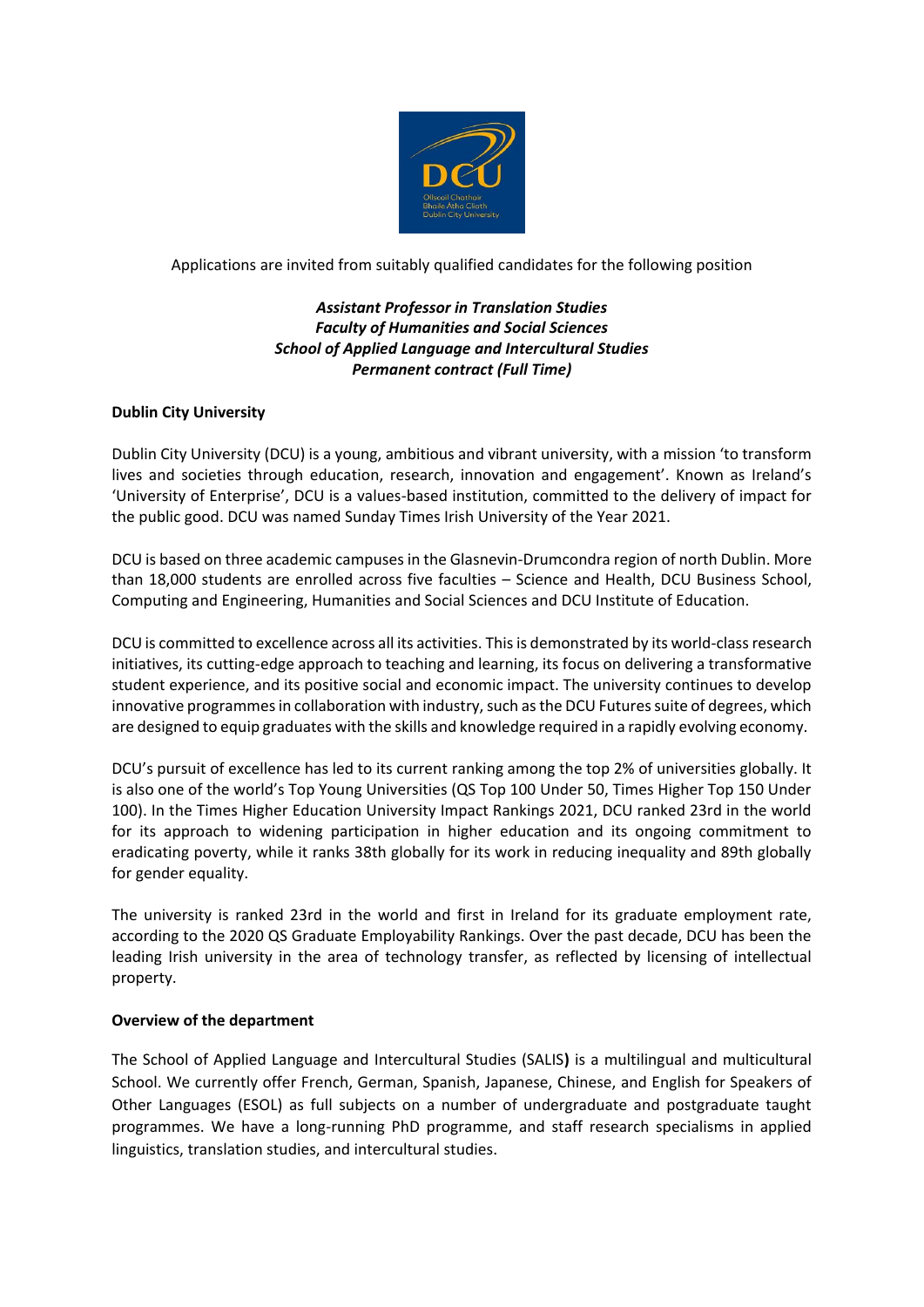Applications are invited from suitably qualified candidates for the following position

***Assistant Professor in Translation Studies***
***Faculty of Humanities and Social Sciences***
***School of Applied Language and Intercultural Studies***
***Permanent contract (Full Time)***

**Dublin City University**

Dublin City University (DCU) is a young, ambitious and vibrant university, with a mission 'to transform lives and societies through education, research, innovation and engagement'. Known as Ireland's 'University of Enterprise', DCU is a values-based institution, committed to the delivery of impact for the public good. DCU was named Sunday Times Irish University of the Year 2021.

DCU is based on three academic campuses in the Glasnevin-Drumcondra region of north Dublin. More than 18,000 students are enrolled across five faculties – Science and Health, DCU Business School, Computing and Engineering, Humanities and Social Sciences and DCU Institute of Education.

DCU is committed to excellence across all its activities. This is demonstrated by its world-class research initiatives, its cutting-edge approach to teaching and learning, its focus on delivering a transformative student experience, and its positive social and economic impact. The university continues to develop innovative programmes in collaboration with industry, such as the DCU Futures suite of degrees, which are designed to equip graduates with the skills and knowledge required in a rapidly evolving economy.

DCU's pursuit of excellence has led to its current ranking among the top 2% of universities globally. It is also one of the world's Top Young Universities (QS Top 100 Under 50, Times Higher Top 150 Under 100). In the Times Higher Education University Impact Rankings 2021, DCU ranked 23rd in the world for its approach to widening participation in higher education and its ongoing commitment to eradicating poverty, while it ranks 38th globally for its work in reducing inequality and 89th globally for gender equality.

The university is ranked 23rd in the world and first in Ireland for its graduate employment rate, according to the 2020 QS Graduate Employability Rankings. Over the past decade, DCU has been the leading Irish university in the area of technology transfer, as reflected by licensing of intellectual property.

**Overview of the department**

The School of Applied Language and Intercultural Studies (SALIS) is a multilingual and multicultural School. We currently offer French, German, Spanish, Japanese, Chinese, and English for Speakers of Other Languages (ESOL) as full subjects on a number of undergraduate and postgraduate taught programmes. We have a long-running PhD programme, and staff research specialisms in applied linguistics, translation studies, and intercultural studies.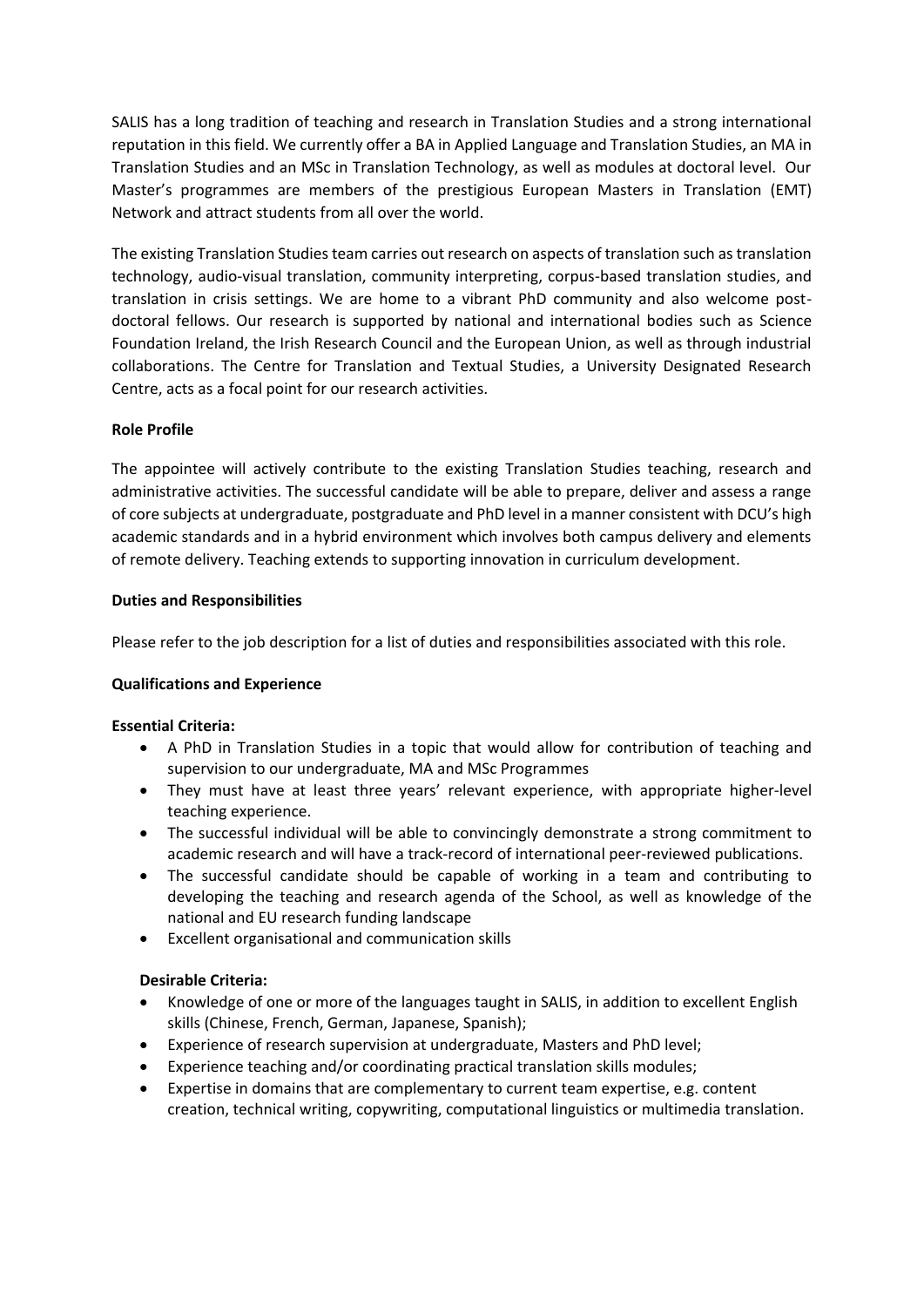SALIS has a long tradition of teaching and research in Translation Studies and a strong international reputation in this field. We currently offer a BA in Applied Language and Translation Studies, an MA in Translation Studies and an MSc in Translation Technology, as well as modules at doctoral level. Our Master's programmes are members of the prestigious European Masters in Translation (EMT) Network and attract students from all over the world.

The existing Translation Studies team carries out research on aspects of translation such as translation technology, audio-visual translation, community interpreting, corpus-based translation studies, and translation in crisis settings. We are home to a vibrant PhD community and also welcome post-doctoral fellows. Our research is supported by national and international bodies such as Science Foundation Ireland, the Irish Research Council and the European Union, as well as through industrial collaborations. The Centre for Translation and Textual Studies, a University Designated Research Centre, acts as a focal point for our research activities.

**Role Profile**

The appointee will actively contribute to the existing Translation Studies teaching, research and administrative activities. The successful candidate will be able to prepare, deliver and assess a range of core subjects at undergraduate, postgraduate and PhD level in a manner consistent with DCU's high academic standards and in a hybrid environment which involves both campus delivery and elements of remote delivery. Teaching extends to supporting innovation in curriculum development.

**Duties and Responsibilities**

Please refer to the job description for a list of duties and responsibilities associated with this role.

**Qualifications and Experience**

**Essential Criteria:**

- A PhD in Translation Studies in a topic that would allow for contribution of teaching and supervision to our undergraduate, MA and MSc Programmes
- They must have at least three years' relevant experience, with appropriate higher-level teaching experience.
- The successful individual will be able to convincingly demonstrate a strong commitment to academic research and will have a track-record of international peer-reviewed publications.
- The successful candidate should be capable of working in a team and contributing to developing the teaching and research agenda of the School, as well as knowledge of the national and EU research funding landscape
- Excellent organisational and communication skills

**Desirable Criteria:**

- Knowledge of one or more of the languages taught in SALIS, in addition to excellent English skills (Chinese, French, German, Japanese, Spanish);
- Experience of research supervision at undergraduate, Masters and PhD level;
- Experience teaching and/or coordinating practical translation skills modules;
- Expertise in domains that are complementary to current team expertise, e.g. content creation, technical writing, copywriting, computational linguistics or multimedia translation.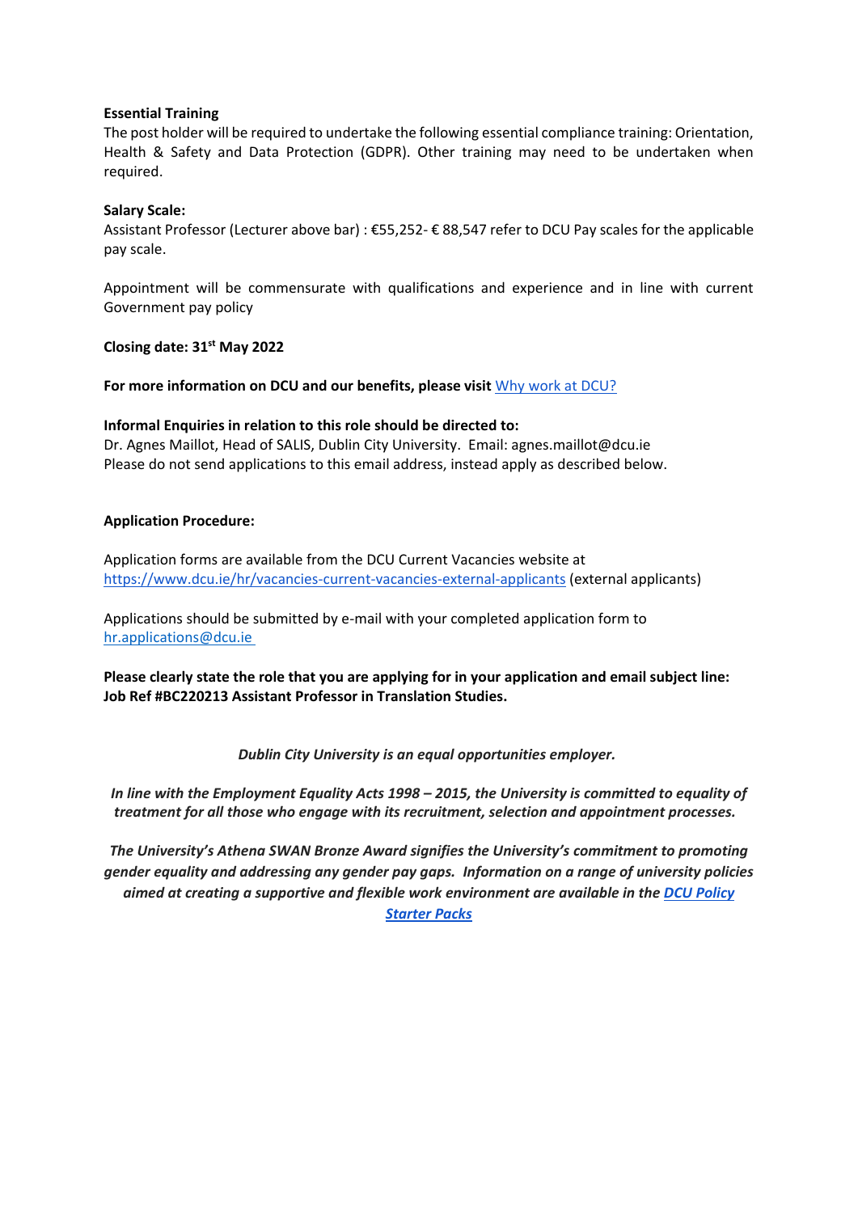**Essential Training**

The post holder will be required to undertake the following essential compliance training: Orientation, Health & Safety and Data Protection (GDPR). Other training may need to be undertaken when required.

**Salary Scale:**

Assistant Professor (Lecturer above bar) : €55,252- € 88,547 refer to DCU Pay scales for the applicable pay scale.

Appointment will be commensurate with qualifications and experience and in line with current Government pay policy

**Closing date: 31st May 2022**

**For more information on DCU and our benefits, please visit** [Why work at DCU?]

**Informal Enquiries in relation to this role should be directed to:**

Dr. Agnes Maillot, Head of SALIS, Dublin City University. Email: agnes.maillot@dcu.ie

Please do not send applications to this email address, instead apply as described below.

**Application Procedure:**

Application forms are available from the DCU Current Vacancies website at https://www.dcu.ie/hr/vacancies-current-vacancies-external-applicants (external applicants)

Applications should be submitted by e-mail with your completed application form to hr.applications@dcu.ie

**Please clearly state the role that you are applying for in your application and email subject line: Job Ref #BC220213 Assistant Professor in Translation Studies.**

***Dublin City University is an equal opportunities employer.***

***In line with the Employment Equality Acts 1998 – 2015, the University is committed to equality of treatment for all those who engage with its recruitment, selection and appointment processes.***

***The University's Athena SWAN Bronze Award signifies the University's commitment to promoting gender equality and addressing any gender pay gaps. Information on a range of university policies aimed at creating a supportive and flexible work environment are available in the DCU Policy Starter Packs***